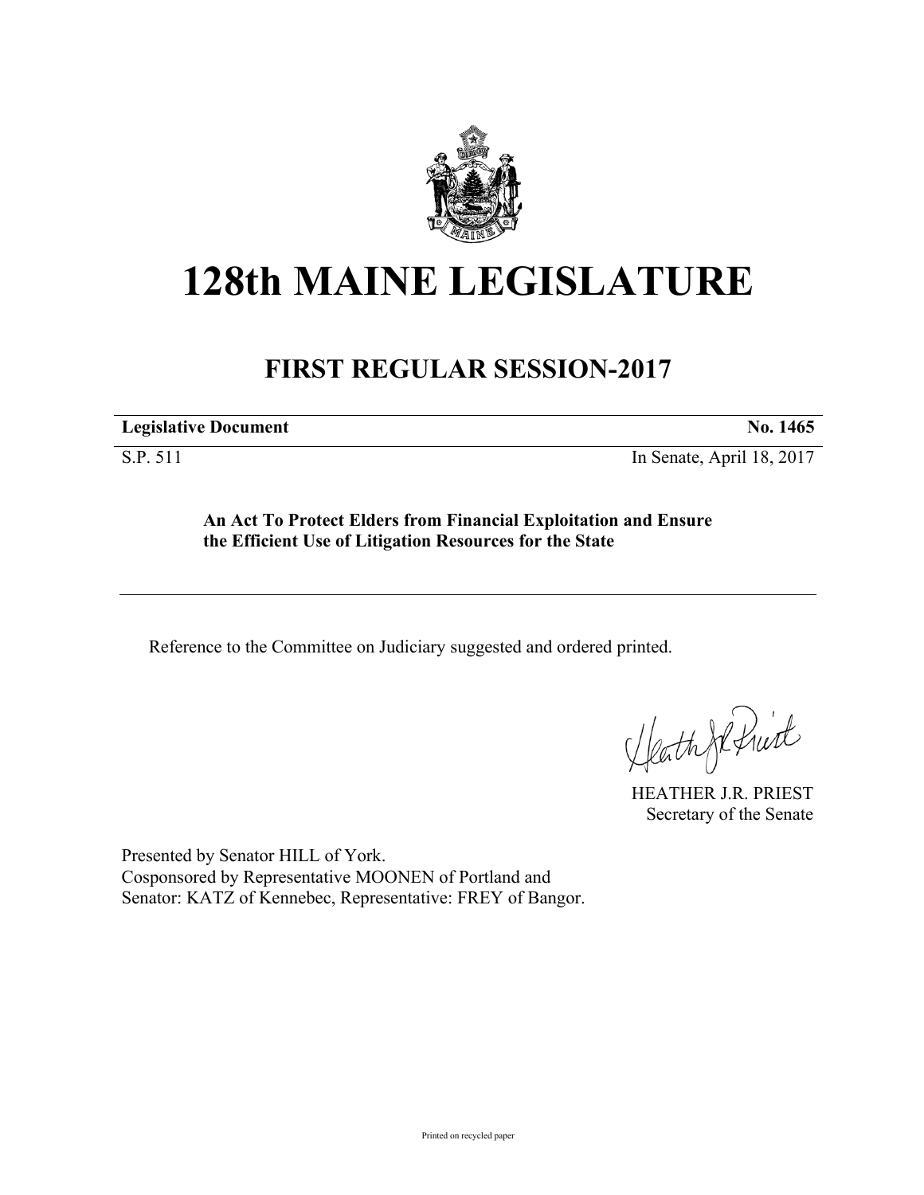# 128th MAINE LEGISLATURE

## FIRST REGULAR SESSION-2017

**Legislative Document** **No. 1465**

S.P. 511 In Senate, April 18, 2017

**An Act To Protect Elders from Financial Exploitation and Ensure the Efficient Use of Litigation Resources for the State**

Reference to the Committee on Judiciary suggested and ordered printed.

HEATHER J.R. PRIEST
Secretary of the Senate

Presented by Senator HILL of York.
Cosponsored by Representative MOONEN of Portland and
Senator: KATZ of Kennebec, Representative: FREY of Bangor.

Printed on recycled paper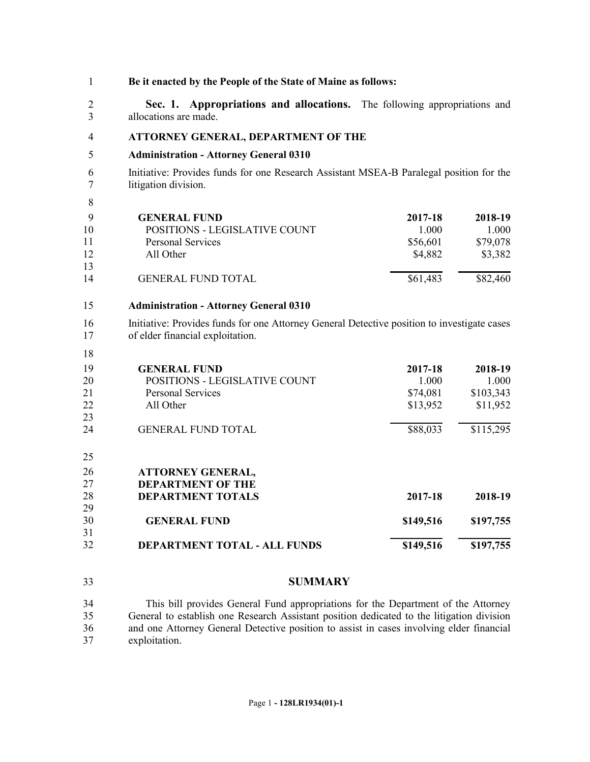**Be it enacted by the People of the State of Maine as follows:**

**Sec. 1. Appropriations and allocations.** The following appropriations and allocations are made.

**ATTORNEY GENERAL, DEPARTMENT OF THE**

**Administration - Attorney General 0310**

Initiative: Provides funds for one Research Assistant MSEA-B Paralegal position for the litigation division.

| **GENERAL FUND** | **2017-18** | **2018-19** |
|---|---|---|
| POSITIONS - LEGISLATIVE COUNT | 1.000 | 1.000 |
| Personal Services | $56,601 | $79,078 |
| All Other | $4,882 | $3,382 |
| GENERAL FUND TOTAL | $61,483 | $82,460 |

**Administration - Attorney General 0310**

Initiative: Provides funds for one Attorney General Detective position to investigate cases of elder financial exploitation.

| **GENERAL FUND** | **2017-18** | **2018-19** |
|---|---|---|
| POSITIONS - LEGISLATIVE COUNT | 1.000 | 1.000 |
| Personal Services | $74,081 | $103,343 |
| All Other | $13,952 | $11,952 |
| GENERAL FUND TOTAL | $88,033 | $115,295 |

| **ATTORNEY GENERAL, DEPARTMENT OF THE DEPARTMENT TOTALS** | **2017-18** | **2018-19** |
|---|---|---|
| **GENERAL FUND** | **$149,516** | **$197,755** |
| **DEPARTMENT TOTAL - ALL FUNDS** | **$149,516** | **$197,755** |

## SUMMARY

This bill provides General Fund appropriations for the Department of the Attorney General to establish one Research Assistant position dedicated to the litigation division and one Attorney General Detective position to assist in cases involving elder financial exploitation.